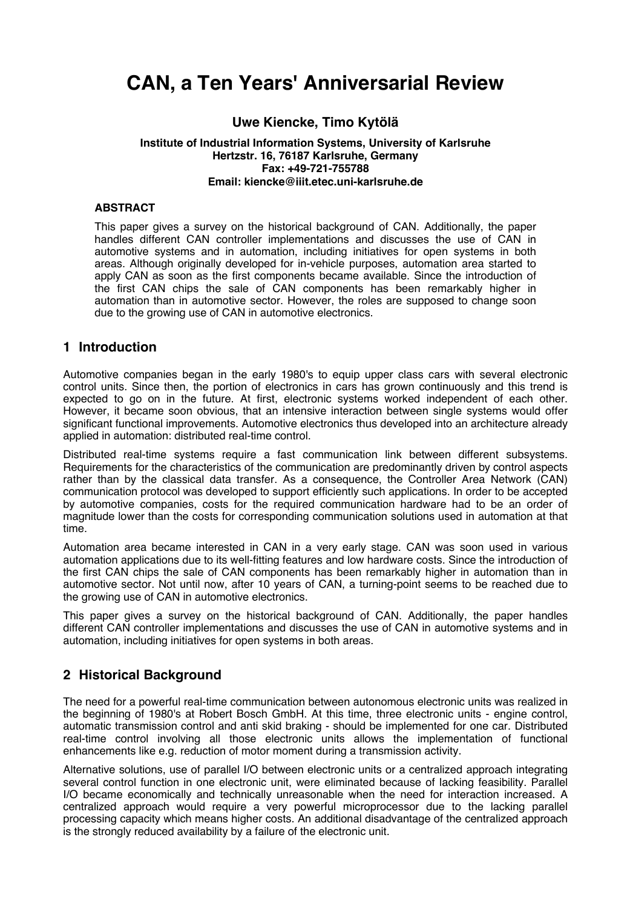# CAN, a Ten Years' Anniversarial Review

**Uwe Kiencke, Timo Kytölä**

**Institute of Industrial Information Systems, University of Karlsruhe**
**Hertzstr. 16, 76187 Karlsruhe, Germany**
**Fax: +49-721-755788**
**Email: kiencke@iiit.etec.uni-karlsruhe.de**

### ABSTRACT

This paper gives a survey on the historical background of CAN. Additionally, the paper handles different CAN controller implementations and discusses the use of CAN in automotive systems and in automation, including initiatives for open systems in both areas. Although originally developed for in-vehicle purposes, automation area started to apply CAN as soon as the first components became available. Since the introduction of the first CAN chips the sale of CAN components has been remarkably higher in automation than in automotive sector. However, the roles are supposed to change soon due to the growing use of CAN in automotive electronics.

## 1 Introduction

Automotive companies began in the early 1980's to equip upper class cars with several electronic control units. Since then, the portion of electronics in cars has grown continuously and this trend is expected to go on in the future. At first, electronic systems worked independent of each other. However, it became soon obvious, that an intensive interaction between single systems would offer significant functional improvements. Automotive electronics thus developed into an architecture already applied in automation: distributed real-time control.

Distributed real-time systems require a fast communication link between different subsystems. Requirements for the characteristics of the communication are predominantly driven by control aspects rather than by the classical data transfer. As a consequence, the Controller Area Network (CAN) communication protocol was developed to support efficiently such applications. In order to be accepted by automotive companies, costs for the required communication hardware had to be an order of magnitude lower than the costs for corresponding communication solutions used in automation at that time.

Automation area became interested in CAN in a very early stage. CAN was soon used in various automation applications due to its well-fitting features and low hardware costs. Since the introduction of the first CAN chips the sale of CAN components has been remarkably higher in automation than in automotive sector. Not until now, after 10 years of CAN, a turning-point seems to be reached due to the growing use of CAN in automotive electronics.

This paper gives a survey on the historical background of CAN. Additionally, the paper handles different CAN controller implementations and discusses the use of CAN in automotive systems and in automation, including initiatives for open systems in both areas.

## 2 Historical Background

The need for a powerful real-time communication between autonomous electronic units was realized in the beginning of 1980's at Robert Bosch GmbH. At this time, three electronic units - engine control, automatic transmission control and anti skid braking - should be implemented for one car. Distributed real-time control involving all those electronic units allows the implementation of functional enhancements like e.g. reduction of motor moment during a transmission activity.

Alternative solutions, use of parallel I/O between electronic units or a centralized approach integrating several control function in one electronic unit, were eliminated because of lacking feasibility. Parallel I/O became economically and technically unreasonable when the need for interaction increased. A centralized approach would require a very powerful microprocessor due to the lacking parallel processing capacity which means higher costs. An additional disadvantage of the centralized approach is the strongly reduced availability by a failure of the electronic unit.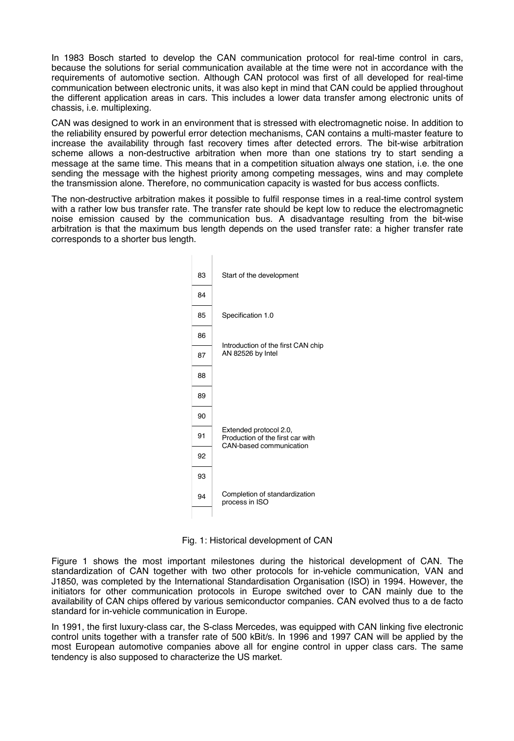In 1983 Bosch started to develop the CAN communication protocol for real-time control in cars, because the solutions for serial communication available at the time were not in accordance with the requirements of automotive section. Although CAN protocol was first of all developed for real-time communication between electronic units, it was also kept in mind that CAN could be applied throughout the different application areas in cars. This includes a lower data transfer among electronic units of chassis, i.e. multiplexing.

CAN was designed to work in an environment that is stressed with electromagnetic noise. In addition to the reliability ensured by powerful error detection mechanisms, CAN contains a multi-master feature to increase the availability through fast recovery times after detected errors. The bit-wise arbitration scheme allows a non-destructive arbitration when more than one stations try to start sending a message at the same time. This means that in a competition situation always one station, i.e. the one sending the message with the highest priority among competing messages, wins and may complete the transmission alone. Therefore, no communication capacity is wasted for bus access conflicts.

The non-destructive arbitration makes it possible to fulfil response times in a real-time control system with a rather low bus transfer rate. The transfer rate should be kept low to reduce the electromagnetic noise emission caused by the communication bus. A disadvantage resulting from the bit-wise arbitration is that the maximum bus length depends on the used transfer rate: a higher transfer rate corresponds to a shorter bus length.

| Year | Milestone |
|---|---|
| 83 | Start of the development |
| 84 | |
| 85 | Specification 1.0 |
| 86 | Introduction of the first CAN chip AN 82526 by Intel |
| 87 | |
| 88 | |
| 89 | |
| 90 | |
| 91 | Extended protocol 2.0, Production of the first car with CAN-based communication |
| 92 | |
| 93 | |
| 94 | Completion of standardization process in ISO |

Fig. 1: Historical development of CAN

Figure 1 shows the most important milestones during the historical development of CAN. The standardization of CAN together with two other protocols for in-vehicle communication, VAN and J1850, was completed by the International Standardisation Organisation (ISO) in 1994. However, the initiators for other communication protocols in Europe switched over to CAN mainly due to the availability of CAN chips offered by various semiconductor companies. CAN evolved thus to a de facto standard for in-vehicle communication in Europe.

In 1991, the first luxury-class car, the S-class Mercedes, was equipped with CAN linking five electronic control units together with a transfer rate of 500 kBit/s. In 1996 and 1997 CAN will be applied by the most European automotive companies above all for engine control in upper class cars. The same tendency is also supposed to characterize the US market.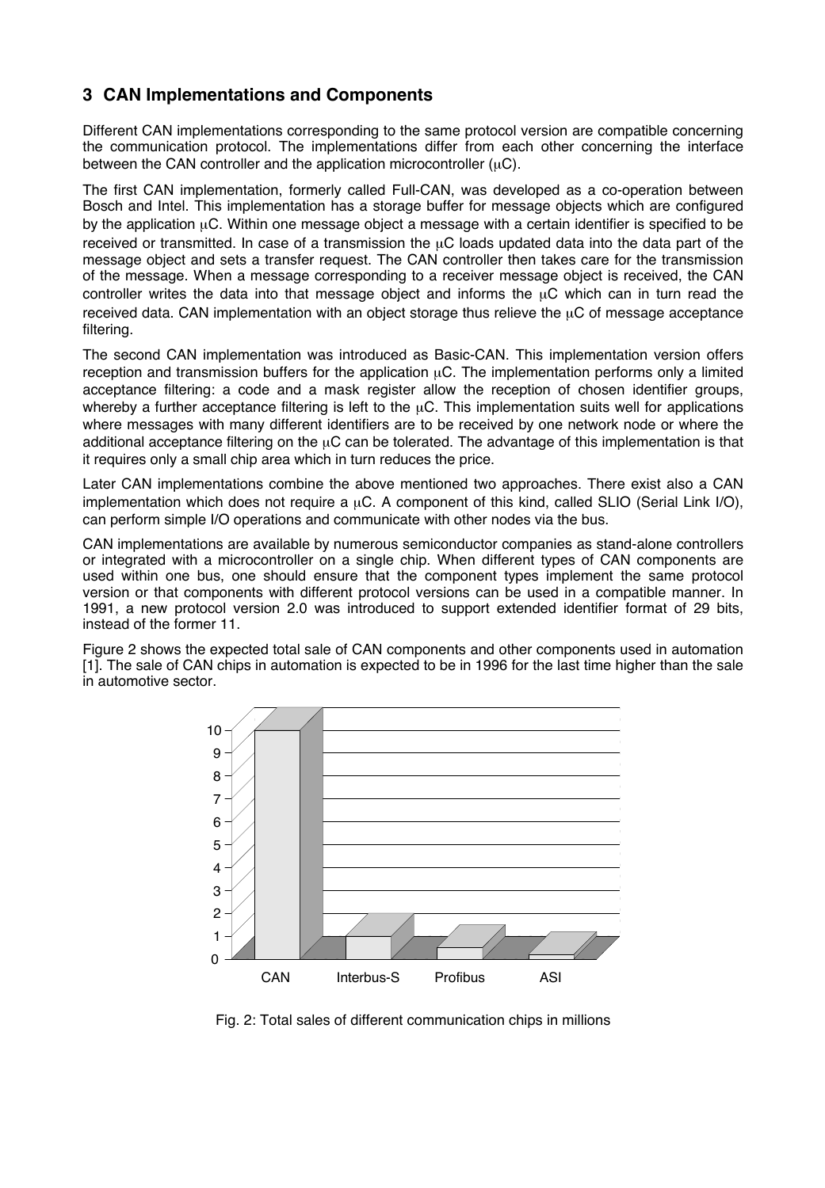## 3 CAN Implementations and Components

Different CAN implementations corresponding to the same protocol version are compatible concerning the communication protocol. The implementations differ from each other concerning the interface between the CAN controller and the application microcontroller (μC).

The first CAN implementation, formerly called Full-CAN, was developed as a co-operation between Bosch and Intel. This implementation has a storage buffer for message objects which are configured by the application μC. Within one message object a message with a certain identifier is specified to be received or transmitted. In case of a transmission the μC loads updated data into the data part of the message object and sets a transfer request. The CAN controller then takes care for the transmission of the message. When a message corresponding to a receiver message object is received, the CAN controller writes the data into that message object and informs the μC which can in turn read the received data. CAN implementation with an object storage thus relieve the μC of message acceptance filtering.

The second CAN implementation was introduced as Basic-CAN. This implementation version offers reception and transmission buffers for the application μC. The implementation performs only a limited acceptance filtering: a code and a mask register allow the reception of chosen identifier groups, whereby a further acceptance filtering is left to the μC. This implementation suits well for applications where messages with many different identifiers are to be received by one network node or where the additional acceptance filtering on the μC can be tolerated. The advantage of this implementation is that it requires only a small chip area which in turn reduces the price.

Later CAN implementations combine the above mentioned two approaches. There exist also a CAN implementation which does not require a μC. A component of this kind, called SLIO (Serial Link I/O), can perform simple I/O operations and communicate with other nodes via the bus.

CAN implementations are available by numerous semiconductor companies as stand-alone controllers or integrated with a microcontroller on a single chip. When different types of CAN components are used within one bus, one should ensure that the component types implement the same protocol version or that components with different protocol versions can be used in a compatible manner. In 1991, a new protocol version 2.0 was introduced to support extended identifier format of 29 bits, instead of the former 11.

Figure 2 shows the expected total sale of CAN components and other components used in automation [1]. The sale of CAN chips in automation is expected to be in 1996 for the last time higher than the sale in automotive sector.

Fig. 2: Total sales of different communication chips in millions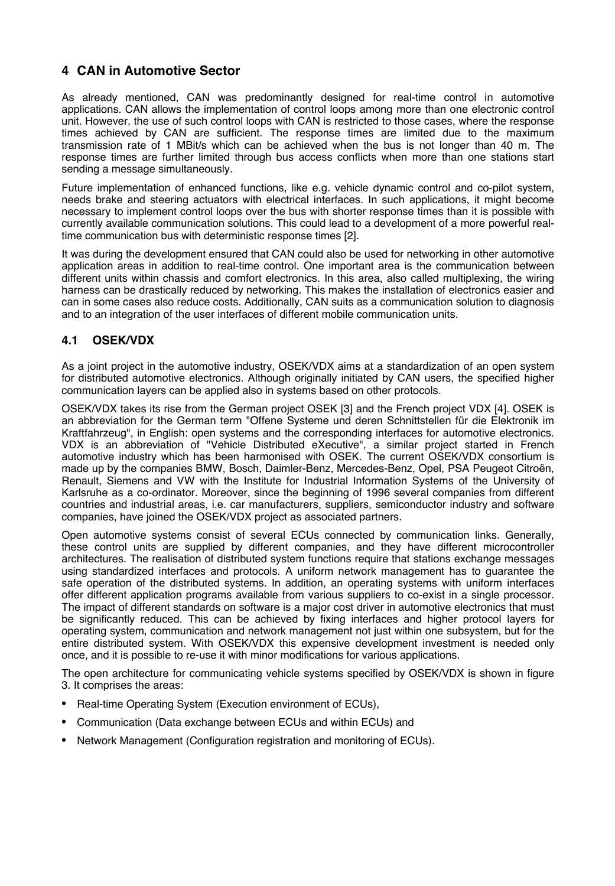## 4 CAN in Automotive Sector

As already mentioned, CAN was predominantly designed for real-time control in automotive applications. CAN allows the implementation of control loops among more than one electronic control unit. However, the use of such control loops with CAN is restricted to those cases, where the response times achieved by CAN are sufficient. The response times are limited due to the maximum transmission rate of 1 MBit/s which can be achieved when the bus is not longer than 40 m. The response times are further limited through bus access conflicts when more than one stations start sending a message simultaneously.

Future implementation of enhanced functions, like e.g. vehicle dynamic control and co-pilot system, needs brake and steering actuators with electrical interfaces. In such applications, it might become necessary to implement control loops over the bus with shorter response times than it is possible with currently available communication solutions. This could lead to a development of a more powerful real-time communication bus with deterministic response times [2].

It was during the development ensured that CAN could also be used for networking in other automotive application areas in addition to real-time control. One important area is the communication between different units within chassis and comfort electronics. In this area, also called multiplexing, the wiring harness can be drastically reduced by networking. This makes the installation of electronics easier and can in some cases also reduce costs. Additionally, CAN suits as a communication solution to diagnosis and to an integration of the user interfaces of different mobile communication units.

### 4.1 OSEK/VDX

As a joint project in the automotive industry, OSEK/VDX aims at a standardization of an open system for distributed automotive electronics. Although originally initiated by CAN users, the specified higher communication layers can be applied also in systems based on other protocols.

OSEK/VDX takes its rise from the German project OSEK [3] and the French project VDX [4]. OSEK is an abbreviation for the German term "Offene Systeme und deren Schnittstellen für die Elektronik im Kraftfahrzeug", in English: open systems and the corresponding interfaces for automotive electronics. VDX is an abbreviation of "Vehicle Distributed eXecutive", a similar project started in French automotive industry which has been harmonised with OSEK. The current OSEK/VDX consortium is made up by the companies BMW, Bosch, Daimler-Benz, Mercedes-Benz, Opel, PSA Peugeot Citroën, Renault, Siemens and VW with the Institute for Industrial Information Systems of the University of Karlsruhe as a co-ordinator. Moreover, since the beginning of 1996 several companies from different countries and industrial areas, i.e. car manufacturers, suppliers, semiconductor industry and software companies, have joined the OSEK/VDX project as associated partners.

Open automotive systems consist of several ECUs connected by communication links. Generally, these control units are supplied by different companies, and they have different microcontroller architectures. The realisation of distributed system functions require that stations exchange messages using standardized interfaces and protocols. A uniform network management has to guarantee the safe operation of the distributed systems. In addition, an operating systems with uniform interfaces offer different application programs available from various suppliers to co-exist in a single processor. The impact of different standards on software is a major cost driver in automotive electronics that must be significantly reduced. This can be achieved by fixing interfaces and higher protocol layers for operating system, communication and network management not just within one subsystem, but for the entire distributed system. With OSEK/VDX this expensive development investment is needed only once, and it is possible to re-use it with minor modifications for various applications.

The open architecture for communicating vehicle systems specified by OSEK/VDX is shown in figure 3. It comprises the areas:

- Real-time Operating System (Execution environment of ECUs),
- Communication (Data exchange between ECUs and within ECUs) and
- Network Management (Configuration registration and monitoring of ECUs).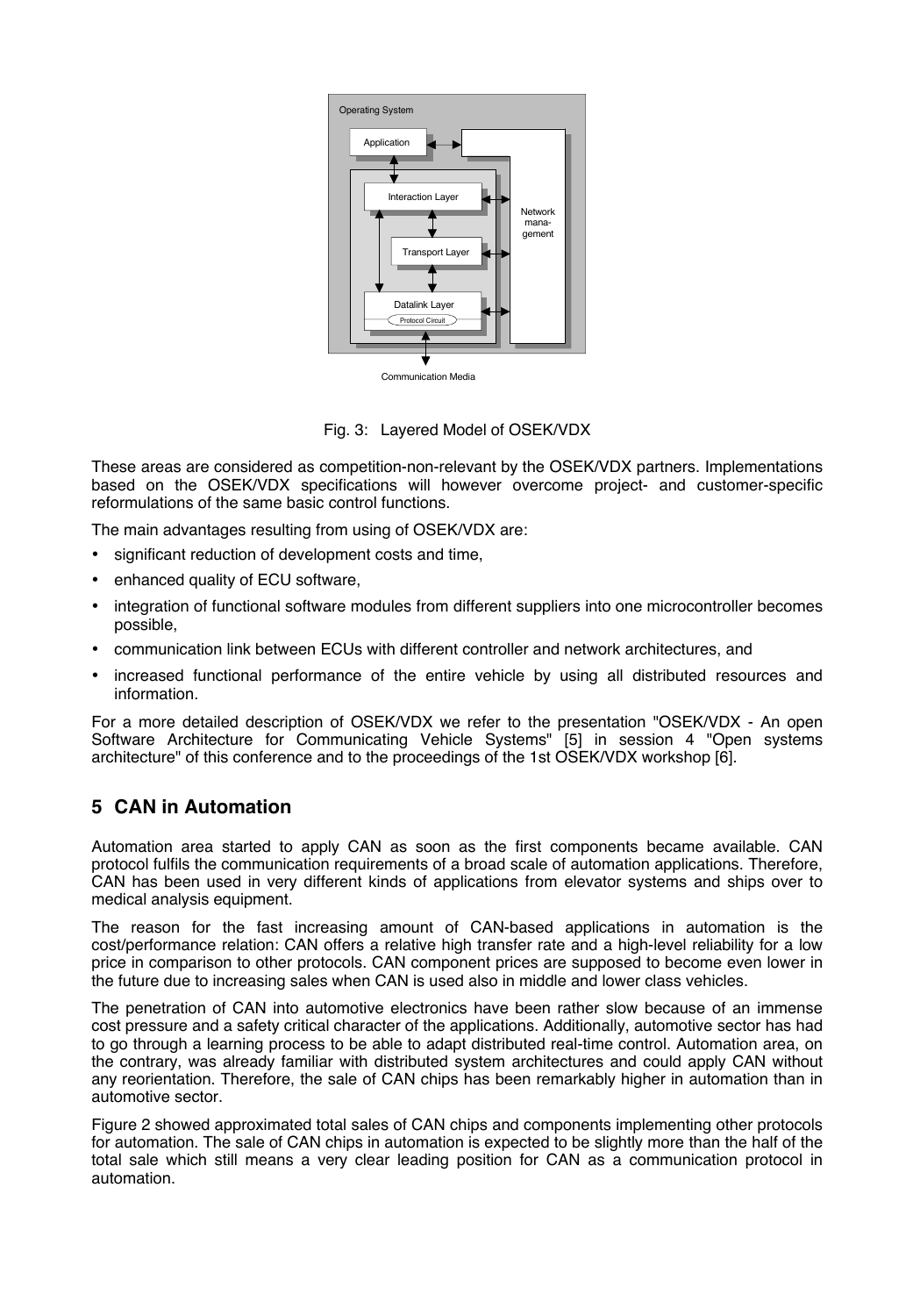Fig. 3: Layered Model of OSEK/VDX

These areas are considered as competition-non-relevant by the OSEK/VDX partners. Implementations based on the OSEK/VDX specifications will however overcome project- and customer-specific reformulations of the same basic control functions.

The main advantages resulting from using of OSEK/VDX are:

- significant reduction of development costs and time,
- enhanced quality of ECU software,
- integration of functional software modules from different suppliers into one microcontroller becomes possible,
- communication link between ECUs with different controller and network architectures, and
- increased functional performance of the entire vehicle by using all distributed resources and information.

For a more detailed description of OSEK/VDX we refer to the presentation "OSEK/VDX - An open Software Architecture for Communicating Vehicle Systems" [5] in session 4 "Open systems architecture" of this conference and to the proceedings of the 1st OSEK/VDX workshop [6].

## 5 CAN in Automation

Automation area started to apply CAN as soon as the first components became available. CAN protocol fulfils the communication requirements of a broad scale of automation applications. Therefore, CAN has been used in very different kinds of applications from elevator systems and ships over to medical analysis equipment.

The reason for the fast increasing amount of CAN-based applications in automation is the cost/performance relation: CAN offers a relative high transfer rate and a high-level reliability for a low price in comparison to other protocols. CAN component prices are supposed to become even lower in the future due to increasing sales when CAN is used also in middle and lower class vehicles.

The penetration of CAN into automotive electronics have been rather slow because of an immense cost pressure and a safety critical character of the applications. Additionally, automotive sector has had to go through a learning process to be able to adapt distributed real-time control. Automation area, on the contrary, was already familiar with distributed system architectures and could apply CAN without any reorientation. Therefore, the sale of CAN chips has been remarkably higher in automation than in automotive sector.

Figure 2 showed approximated total sales of CAN chips and components implementing other protocols for automation. The sale of CAN chips in automation is expected to be slightly more than the half of the total sale which still means a very clear leading position for CAN as a communication protocol in automation.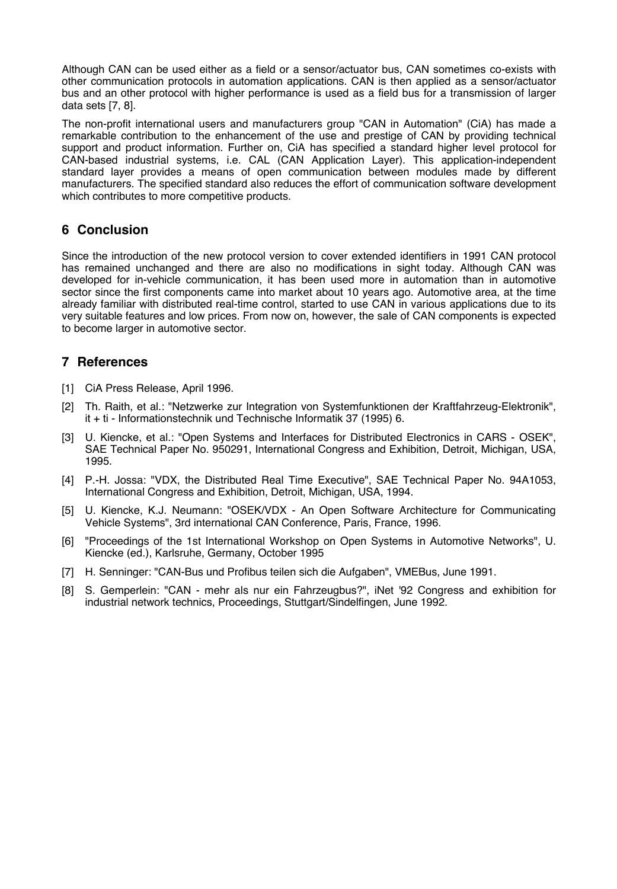Although CAN can be used either as a field or a sensor/actuator bus, CAN sometimes co-exists with other communication protocols in automation applications. CAN is then applied as a sensor/actuator bus and an other protocol with higher performance is used as a field bus for a transmission of larger data sets [7, 8].

The non-profit international users and manufacturers group "CAN in Automation" (CiA) has made a remarkable contribution to the enhancement of the use and prestige of CAN by providing technical support and product information. Further on, CiA has specified a standard higher level protocol for CAN-based industrial systems, i.e. CAL (CAN Application Layer). This application-independent standard layer provides a means of open communication between modules made by different manufacturers. The specified standard also reduces the effort of communication software development which contributes to more competitive products.

## 6 Conclusion

Since the introduction of the new protocol version to cover extended identifiers in 1991 CAN protocol has remained unchanged and there are also no modifications in sight today. Although CAN was developed for in-vehicle communication, it has been used more in automation than in automotive sector since the first components came into market about 10 years ago. Automotive area, at the time already familiar with distributed real-time control, started to use CAN in various applications due to its very suitable features and low prices. From now on, however, the sale of CAN components is expected to become larger in automotive sector.

## 7 References

[1] CiA Press Release, April 1996.

[2] Th. Raith, et al.: "Netzwerke zur Integration von Systemfunktionen der Kraftfahrzeug-Elektronik", it + ti - Informationstechnik und Technische Informatik 37 (1995) 6.

[3] U. Kiencke, et al.: "Open Systems and Interfaces for Distributed Electronics in CARS - OSEK", SAE Technical Paper No. 950291, International Congress and Exhibition, Detroit, Michigan, USA, 1995.

[4] P.-H. Jossa: "VDX, the Distributed Real Time Executive", SAE Technical Paper No. 94A1053, International Congress and Exhibition, Detroit, Michigan, USA, 1994.

[5] U. Kiencke, K.J. Neumann: "OSEK/VDX - An Open Software Architecture for Communicating Vehicle Systems", 3rd international CAN Conference, Paris, France, 1996.

[6] "Proceedings of the 1st International Workshop on Open Systems in Automotive Networks", U. Kiencke (ed.), Karlsruhe, Germany, October 1995

[7] H. Senninger: "CAN-Bus und Profibus teilen sich die Aufgaben", VMEBus, June 1991.

[8] S. Gemperlein: "CAN - mehr als nur ein Fahrzeugbus?", iNet '92 Congress and exhibition for industrial network technics, Proceedings, Stuttgart/Sindelfingen, June 1992.